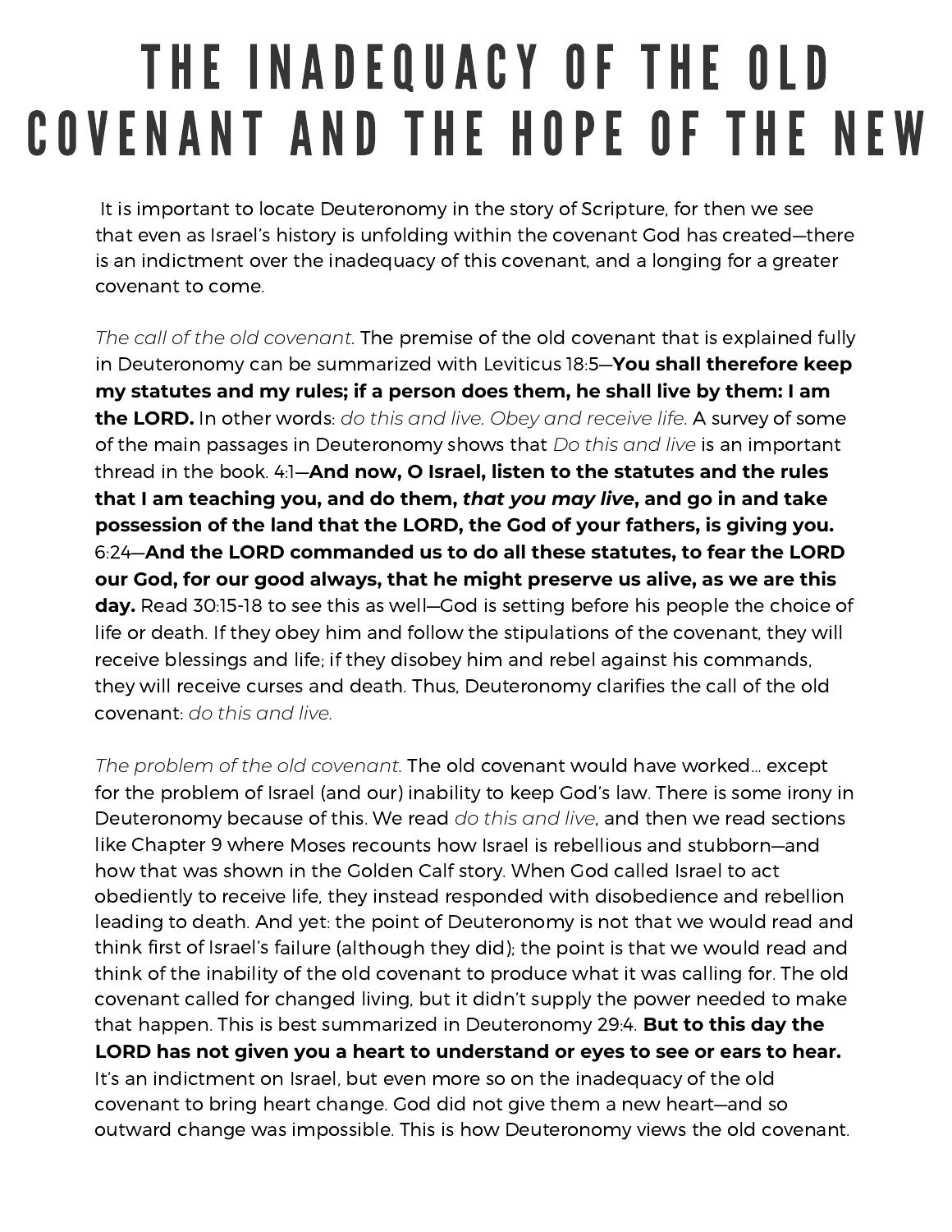# THE INADEQUACY OF THE OLD COVENANT AND THE HOPE OF THE NEW

It is important to locate Deuteronomy in the story of Scripture, for then we see that even as Israel's history is unfolding within the covenant God has created—there is an indictment over the inadequacy of this covenant, and a longing for a greater covenant to come.

*The call of the old covenant*. The premise of the old covenant that is explained fully in Deuteronomy can be summarized with Leviticus 18:5—**You shall therefore keep my statutes and my rules; if a person does them, he shall live by them: I am the LORD.** In other words: *do this and live. Obey and receive life*. A survey of some of the main passages in Deuteronomy shows that *Do this and live* is an important thread in the book. 4:1—**And now, O Israel, listen to the statutes and the rules that I am teaching you, and do them, *that you may live*, and go in and take possession of the land that the LORD, the God of your fathers, is giving you.** 6:24—**And the LORD commanded us to do all these statutes, to fear the LORD our God, for our good always, that he might preserve us alive, as we are this day.** Read 30:15-18 to see this as well—God is setting before his people the choice of life or death. If they obey him and follow the stipulations of the covenant, they will receive blessings and life; if they disobey him and rebel against his commands, they will receive curses and death. Thus, Deuteronomy clarifies the call of the old covenant: *do this and live*.

*The problem of the old covenant*. The old covenant would have worked... except for the problem of Israel (and our) inability to keep God's law. There is some irony in Deuteronomy because of this. We read *do this and live*, and then we read sections like Chapter 9 where Moses recounts how Israel is rebellious and stubborn—and how that was shown in the Golden Calf story. When God called Israel to act obediently to receive life, they instead responded with disobedience and rebellion leading to death. And yet: the point of Deuteronomy is not that we would read and think first of Israel's failure (although they did); the point is that we would read and think of the inability of the old covenant to produce what it was calling for. The old covenant called for changed living, but it didn't supply the power needed to make that happen. This is best summarized in Deuteronomy 29:4. **But to this day the LORD has not given you a heart to understand or eyes to see or ears to hear.** It's an indictment on Israel, but even more so on the inadequacy of the old covenant to bring heart change. God did not give them a new heart—and so outward change was impossible. This is how Deuteronomy views the old covenant.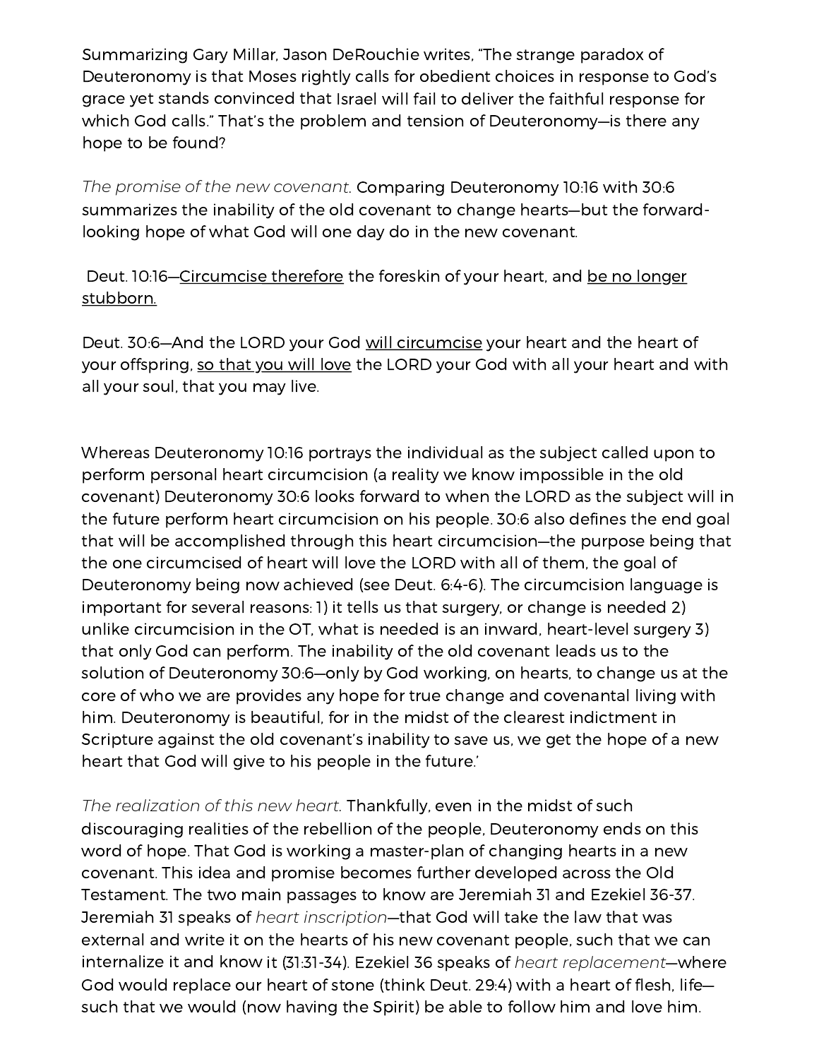Summarizing Gary Millar, Jason DeRouchie writes, "The strange paradox of Deuteronomy is that Moses rightly calls for obedient choices in response to God's grace yet stands convinced that Israel will fail to deliver the faithful response for which God calls." That's the problem and tension of Deuteronomy—is there any hope to be found?

*The promise of the new covenant.* Comparing Deuteronomy 10:16 with 30:6 summarizes the inability of the old covenant to change hearts—but the forward-looking hope of what God will one day do in the new covenant.

Deut. 10:16—<u>Circumcise therefore</u> the foreskin of your heart, and <u>be no longer stubborn.</u>

Deut. 30:6—And the LORD your God <u>will circumcise</u> your heart and the heart of your offspring, <u>so that you will love</u> the LORD your God with all your heart and with all your soul, that you may live.

Whereas Deuteronomy 10:16 portrays the individual as the subject called upon to perform personal heart circumcision (a reality we know impossible in the old covenant) Deuteronomy 30:6 looks forward to when the LORD as the subject will in the future perform heart circumcision on his people. 30:6 also defines the end goal that will be accomplished through this heart circumcision—the purpose being that the one circumcised of heart will love the LORD with all of them, the goal of Deuteronomy being now achieved (see Deut. 6:4-6). The circumcision language is important for several reasons: 1) it tells us that surgery, or change is needed 2) unlike circumcision in the OT, what is needed is an inward, heart-level surgery 3) that only God can perform. The inability of the old covenant leads us to the solution of Deuteronomy 30:6—only by God working, on hearts, to change us at the core of who we are provides any hope for true change and covenantal living with him. Deuteronomy is beautiful, for in the midst of the clearest indictment in Scripture against the old covenant's inability to save us, we get the hope of a new heart that God will give to his people in the future.'

*The realization of this new heart.* Thankfully, even in the midst of such discouraging realities of the rebellion of the people, Deuteronomy ends on this word of hope. That God is working a master-plan of changing hearts in a new covenant. This idea and promise becomes further developed across the Old Testament. The two main passages to know are Jeremiah 31 and Ezekiel 36-37. Jeremiah 31 speaks of *heart inscription*—that God will take the law that was external and write it on the hearts of his new covenant people, such that we can internalize it and know it (31:31-34). Ezekiel 36 speaks of *heart replacement*—where God would replace our heart of stone (think Deut. 29:4) with a heart of flesh, life—such that we would (now having the Spirit) be able to follow him and love him.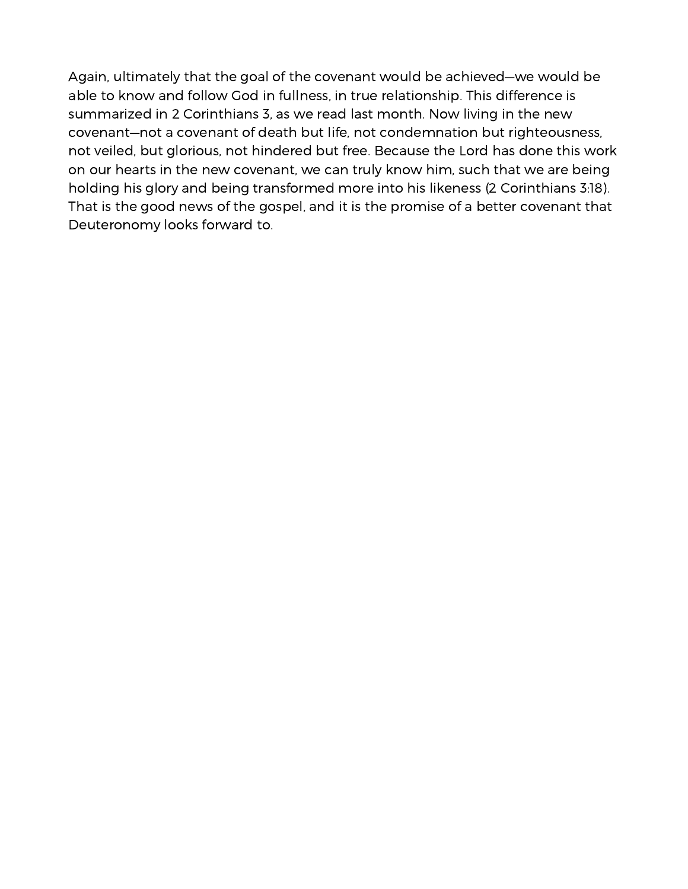Again, ultimately that the goal of the covenant would be achieved—we would be able to know and follow God in fullness, in true relationship. This difference is summarized in 2 Corinthians 3, as we read last month. Now living in the new covenant—not a covenant of death but life, not condemnation but righteousness, not veiled, but glorious, not hindered but free. Because the Lord has done this work on our hearts in the new covenant, we can truly know him, such that we are being holding his glory and being transformed more into his likeness (2 Corinthians 3:18). That is the good news of the gospel, and it is the promise of a better covenant that Deuteronomy looks forward to.